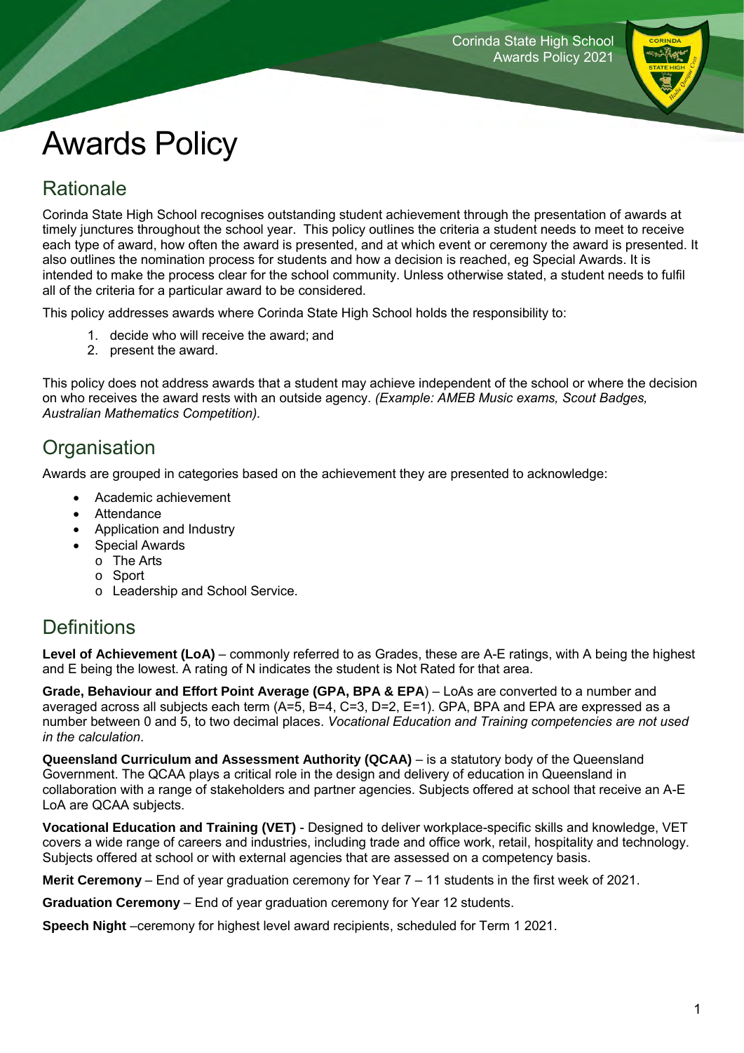# Awards Policy

## Rationale

Corinda State High School recognises outstanding student achievement through the presentation of awards at timely junctures throughout the school year. This policy outlines the criteria a student needs to meet to receive each type of award, how often the award is presented, and at which event or ceremony the award is presented. It also outlines the nomination process for students and how a decision is reached, eg Special Awards. It is intended to make the process clear for the school community. Unless otherwise stated, a student needs to fulfil all of the criteria for a particular award to be considered.

This policy addresses awards where Corinda State High School holds the responsibility to:

1. decide who will receive the award; and
2. present the award.

This policy does not address awards that a student may achieve independent of the school or where the decision on who receives the award rests with an outside agency. *(Example: AMEB Music exams, Scout Badges, Australian Mathematics Competition).*

## Organisation

Awards are grouped in categories based on the achievement they are presented to acknowledge:

- Academic achievement
- Attendance
- Application and Industry
- Special Awards
  - The Arts
  - Sport
  - Leadership and School Service.

## Definitions

**Level of Achievement (LoA)** – commonly referred to as Grades, these are A-E ratings, with A being the highest and E being the lowest. A rating of N indicates the student is Not Rated for that area.

**Grade, Behaviour and Effort Point Average (GPA, BPA & EPA)** – LoAs are converted to a number and averaged across all subjects each term (A=5, B=4, C=3, D=2, E=1). GPA, BPA and EPA are expressed as a number between 0 and 5, to two decimal places. *Vocational Education and Training competencies are not used in the calculation*.

**Queensland Curriculum and Assessment Authority (QCAA)** – is a statutory body of the Queensland Government. The QCAA plays a critical role in the design and delivery of education in Queensland in collaboration with a range of stakeholders and partner agencies. Subjects offered at school that receive an A-E LoA are QCAA subjects.

**Vocational Education and Training (VET)** - Designed to deliver workplace-specific skills and knowledge, VET covers a wide range of careers and industries, including trade and office work, retail, hospitality and technology. Subjects offered at school or with external agencies that are assessed on a competency basis.

**Merit Ceremony** – End of year graduation ceremony for Year 7 – 11 students in the first week of 2021.

**Graduation Ceremony** – End of year graduation ceremony for Year 12 students.

**Speech Night** –ceremony for highest level award recipients, scheduled for Term 1 2021.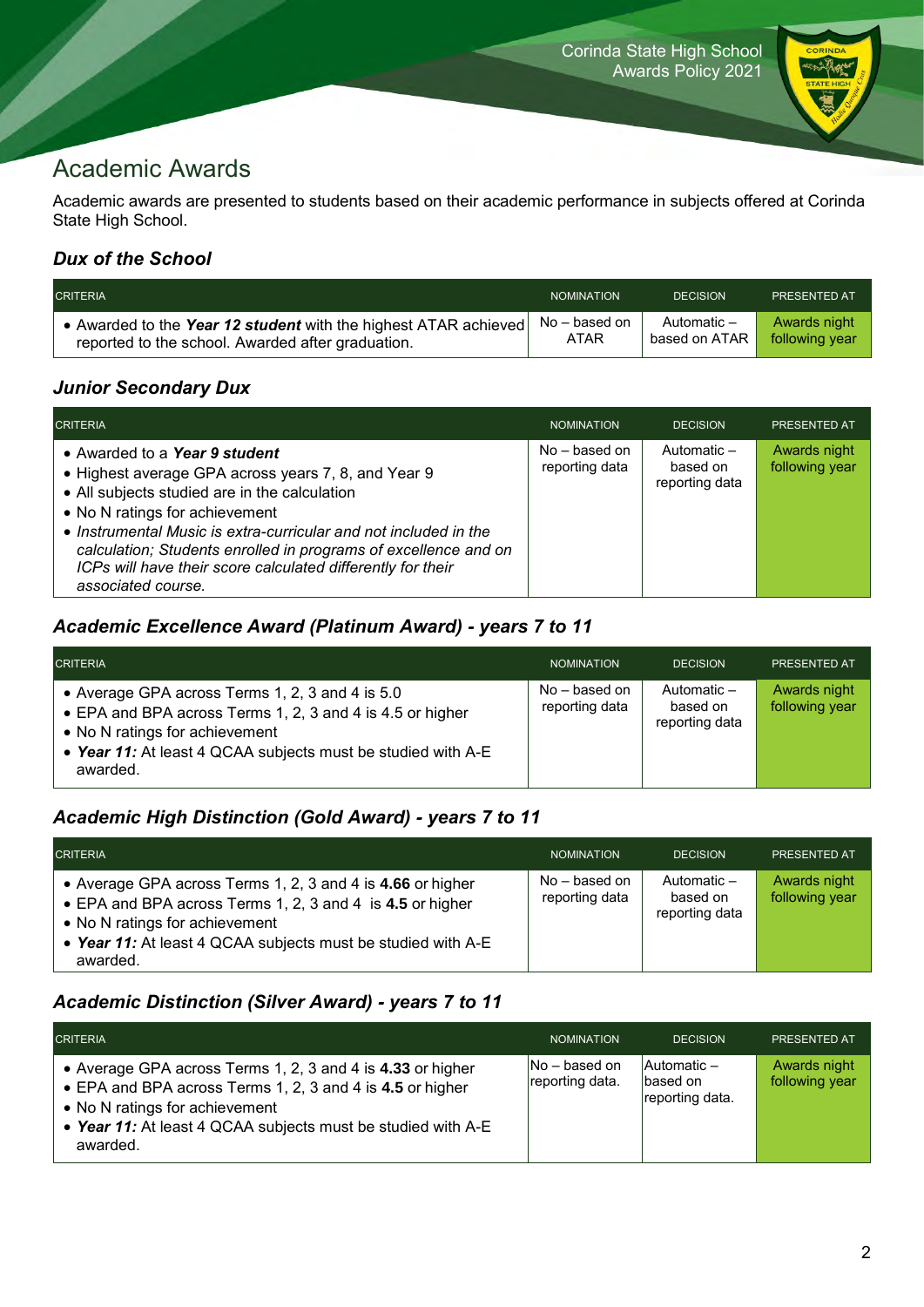# Academic Awards

Academic awards are presented to students based on their academic performance in subjects offered at Corinda State High School.

### *Dux of the School*

| CRITERIA | NOMINATION | DECISION | PRESENTED AT |
|---|---|---|---|
| • Awarded to the ***Year 12 student*** with the highest ATAR achieved reported to the school. Awarded after graduation. | No – based on ATAR | Automatic – based on ATAR | Awards night following year |

### *Junior Secondary Dux*

| CRITERIA | NOMINATION | DECISION | PRESENTED AT |
|---|---|---|---|
| • Awarded to a ***Year 9 student*** <br> • Highest average GPA across years 7, 8, and Year 9 <br> • All subjects studied are in the calculation <br> • No N ratings for achievement <br> • *Instrumental Music is extra-curricular and not included in the calculation; Students enrolled in programs of excellence and on ICPs will have their score calculated differently for their associated course.* | No – based on reporting data | Automatic – based on reporting data | Awards night following year |

### *Academic Excellence Award (Platinum Award) - years 7 to 11*

| CRITERIA | NOMINATION | DECISION | PRESENTED AT |
|---|---|---|---|
| • Average GPA across Terms 1, 2, 3 and 4 is 5.0 <br> • EPA and BPA across Terms 1, 2, 3 and 4 is 4.5 or higher <br> • No N ratings for achievement <br> • ***Year 11:*** At least 4 QCAA subjects must be studied with A-E awarded. | No – based on reporting data | Automatic – based on reporting data | Awards night following year |

### *Academic High Distinction (Gold Award) - years 7 to 11*

| CRITERIA | NOMINATION | DECISION | PRESENTED AT |
|---|---|---|---|
| • Average GPA across Terms 1, 2, 3 and 4 is **4.66** or higher <br> • EPA and BPA across Terms 1, 2, 3 and 4 is **4.5** or higher <br> • No N ratings for achievement <br> • ***Year 11:*** At least 4 QCAA subjects must be studied with A-E awarded. | No – based on reporting data | Automatic – based on reporting data | Awards night following year |

### *Academic Distinction (Silver Award) - years 7 to 11*

| CRITERIA | NOMINATION | DECISION | PRESENTED AT |
|---|---|---|---|
| • Average GPA across Terms 1, 2, 3 and 4 is **4.33** or higher <br> • EPA and BPA across Terms 1, 2, 3 and 4 is **4.5** or higher <br> • No N ratings for achievement <br> • ***Year 11:*** At least 4 QCAA subjects must be studied with A-E awarded. | No – based on reporting data. | Automatic – based on reporting data. | Awards night following year |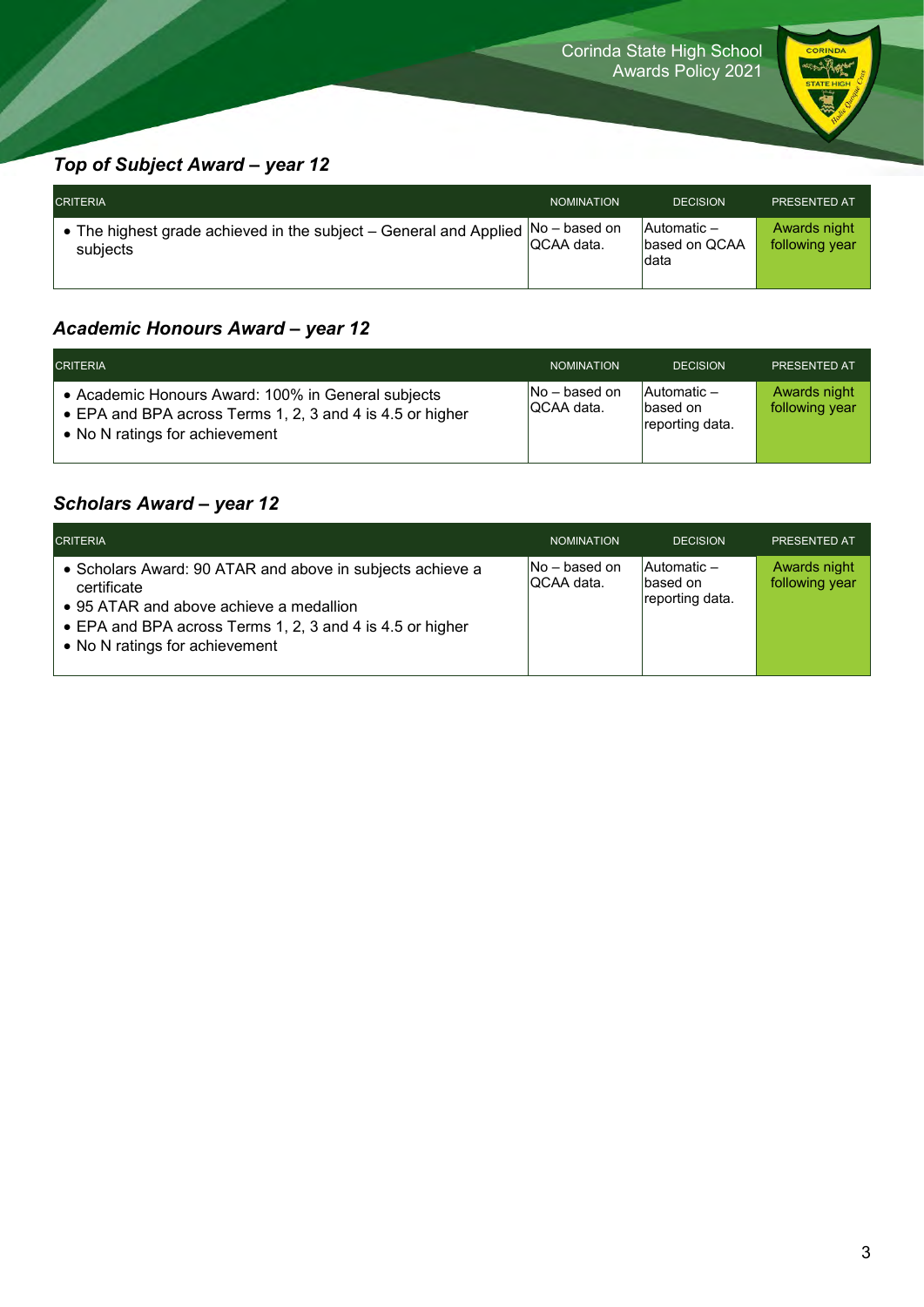### *Top of Subject Award – year 12*

| CRITERIA | NOMINATION | DECISION | PRESENTED AT |
|---|---|---|---|
| • The highest grade achieved in the subject – General and Applied subjects | No – based on QCAA data. | Automatic – based on QCAA data | Awards night following year |

### *Academic Honours Award – year 12*

| CRITERIA | NOMINATION | DECISION | PRESENTED AT |
|---|---|---|---|
| • Academic Honours Award: 100% in General subjects<br>• EPA and BPA across Terms 1, 2, 3 and 4 is 4.5 or higher<br>• No N ratings for achievement | No – based on QCAA data. | Automatic – based on reporting data. | Awards night following year |

### *Scholars Award – year 12*

| CRITERIA | NOMINATION | DECISION | PRESENTED AT |
|---|---|---|---|
| • Scholars Award: 90 ATAR and above in subjects achieve a certificate<br>• 95 ATAR and above achieve a medallion<br>• EPA and BPA across Terms 1, 2, 3 and 4 is 4.5 or higher<br>• No N ratings for achievement | No – based on QCAA data. | Automatic – based on reporting data. | Awards night following year |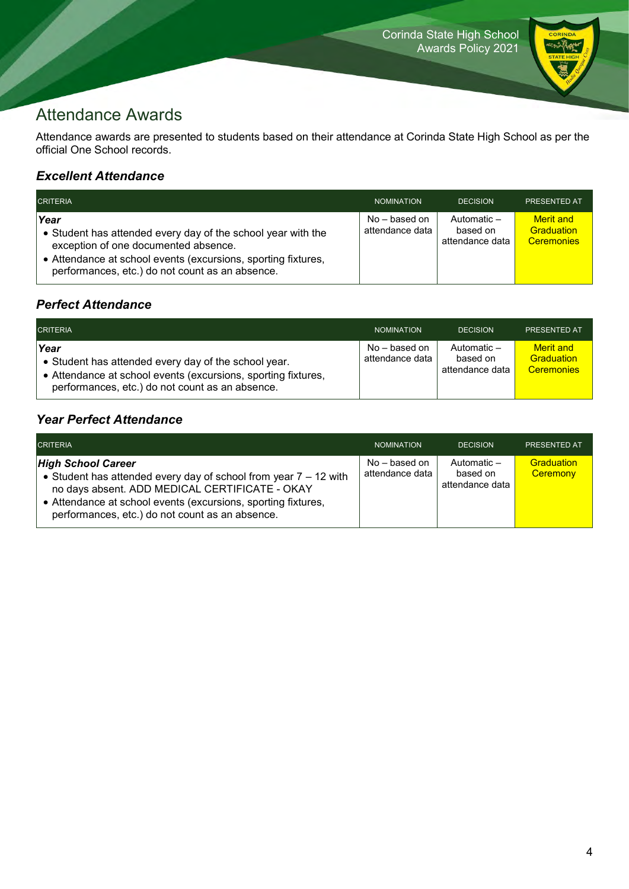# Attendance Awards

Attendance awards are presented to students based on their attendance at Corinda State High School as per the official One School records.

### *Excellent Attendance*

| CRITERIA | NOMINATION | DECISION | PRESENTED AT |
|---|---|---|---|
| ***Year*** <br>• Student has attended every day of the school year with the exception of one documented absence.<br>• Attendance at school events (excursions, sporting fixtures, performances, etc.) do not count as an absence. | No – based on attendance data | Automatic – based on attendance data | Merit and Graduation Ceremonies |

### *Perfect Attendance*

| CRITERIA | NOMINATION | DECISION | PRESENTED AT |
|---|---|---|---|
| ***Year*** <br>• Student has attended every day of the school year.<br>• Attendance at school events (excursions, sporting fixtures, performances, etc.) do not count as an absence. | No – based on attendance data | Automatic – based on attendance data | Merit and Graduation Ceremonies |

### *Year Perfect Attendance*

| CRITERIA | NOMINATION | DECISION | PRESENTED AT |
|---|---|---|---|
| ***High School Career*** <br>• Student has attended every day of school from year 7 – 12 with no days absent. ADD MEDICAL CERTIFICATE - OKAY<br>• Attendance at school events (excursions, sporting fixtures, performances, etc.) do not count as an absence. | No – based on attendance data | Automatic – based on attendance data | Graduation Ceremony |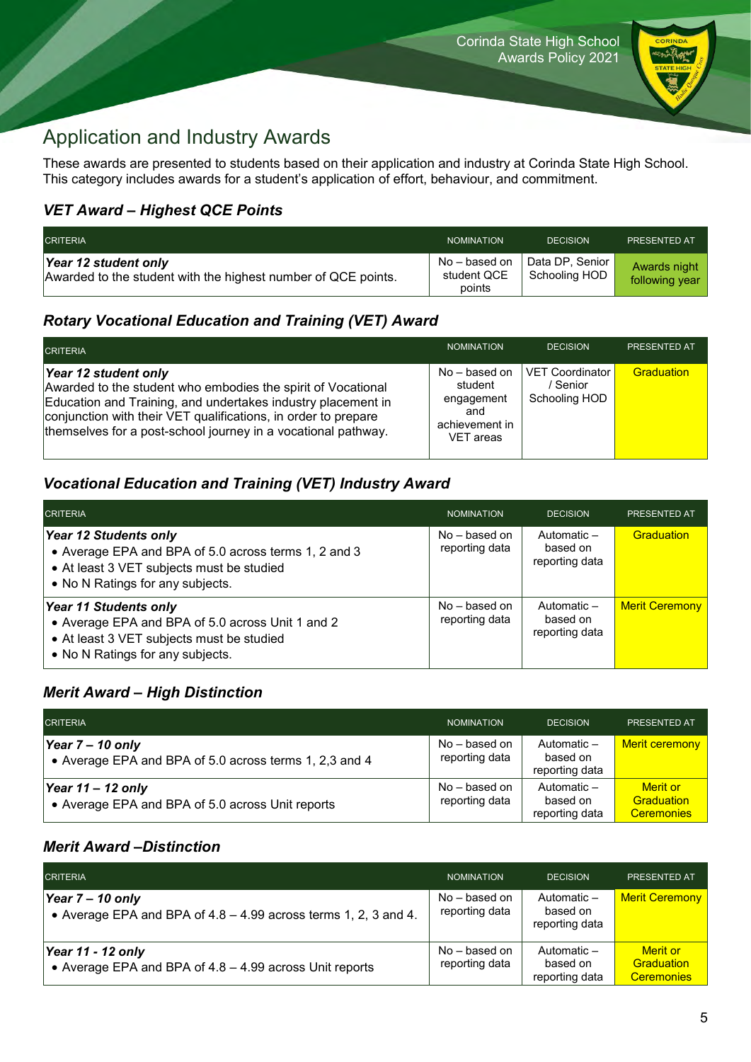## Application and Industry Awards

These awards are presented to students based on their application and industry at Corinda State High School. This category includes awards for a student's application of effort, behaviour, and commitment.

### *VET Award – Highest QCE Points*

| CRITERIA | NOMINATION | DECISION | PRESENTED AT |
|---|---|---|---|
| ***Year 12 student only*** Awarded to the student with the highest number of QCE points. | No – based on student QCE points | Data DP, Senior Schooling HOD | Awards night following year |

### *Rotary Vocational Education and Training (VET) Award*

| CRITERIA | NOMINATION | DECISION | PRESENTED AT |
|---|---|---|---|
| ***Year 12 student only*** Awarded to the student who embodies the spirit of Vocational Education and Training, and undertakes industry placement in conjunction with their VET qualifications, in order to prepare themselves for a post-school journey in a vocational pathway. | No – based on student engagement and achievement in VET areas | VET Coordinator / Senior Schooling HOD | Graduation |

### *Vocational Education and Training (VET) Industry Award*

| CRITERIA | NOMINATION | DECISION | PRESENTED AT |
|---|---|---|---|
| ***Year 12 Students only*** <br>• Average EPA and BPA of 5.0 across terms 1, 2 and 3 <br>• At least 3 VET subjects must be studied <br>• No N Ratings for any subjects. | No – based on reporting data | Automatic – based on reporting data | Graduation |
| ***Year 11 Students only*** <br>• Average EPA and BPA of 5.0 across Unit 1 and 2 <br>• At least 3 VET subjects must be studied <br>• No N Ratings for any subjects. | No – based on reporting data | Automatic – based on reporting data | Merit Ceremony |

### *Merit Award – High Distinction*

| CRITERIA | NOMINATION | DECISION | PRESENTED AT |
|---|---|---|---|
| ***Year 7 – 10 only*** <br>• Average EPA and BPA of 5.0 across terms 1, 2,3 and 4 | No – based on reporting data | Automatic – based on reporting data | Merit ceremony |
| ***Year 11 – 12 only*** <br>• Average EPA and BPA of 5.0 across Unit reports | No – based on reporting data | Automatic – based on reporting data | Merit or Graduation Ceremonies |

### *Merit Award –Distinction*

| CRITERIA | NOMINATION | DECISION | PRESENTED AT |
|---|---|---|---|
| ***Year 7 – 10 only*** <br>• Average EPA and BPA of 4.8 – 4.99 across terms 1, 2, 3 and 4. | No – based on reporting data | Automatic – based on reporting data | Merit Ceremony |
| ***Year 11 - 12 only*** <br>• Average EPA and BPA of 4.8 – 4.99 across Unit reports | No – based on reporting data | Automatic – based on reporting data | Merit or Graduation Ceremonies |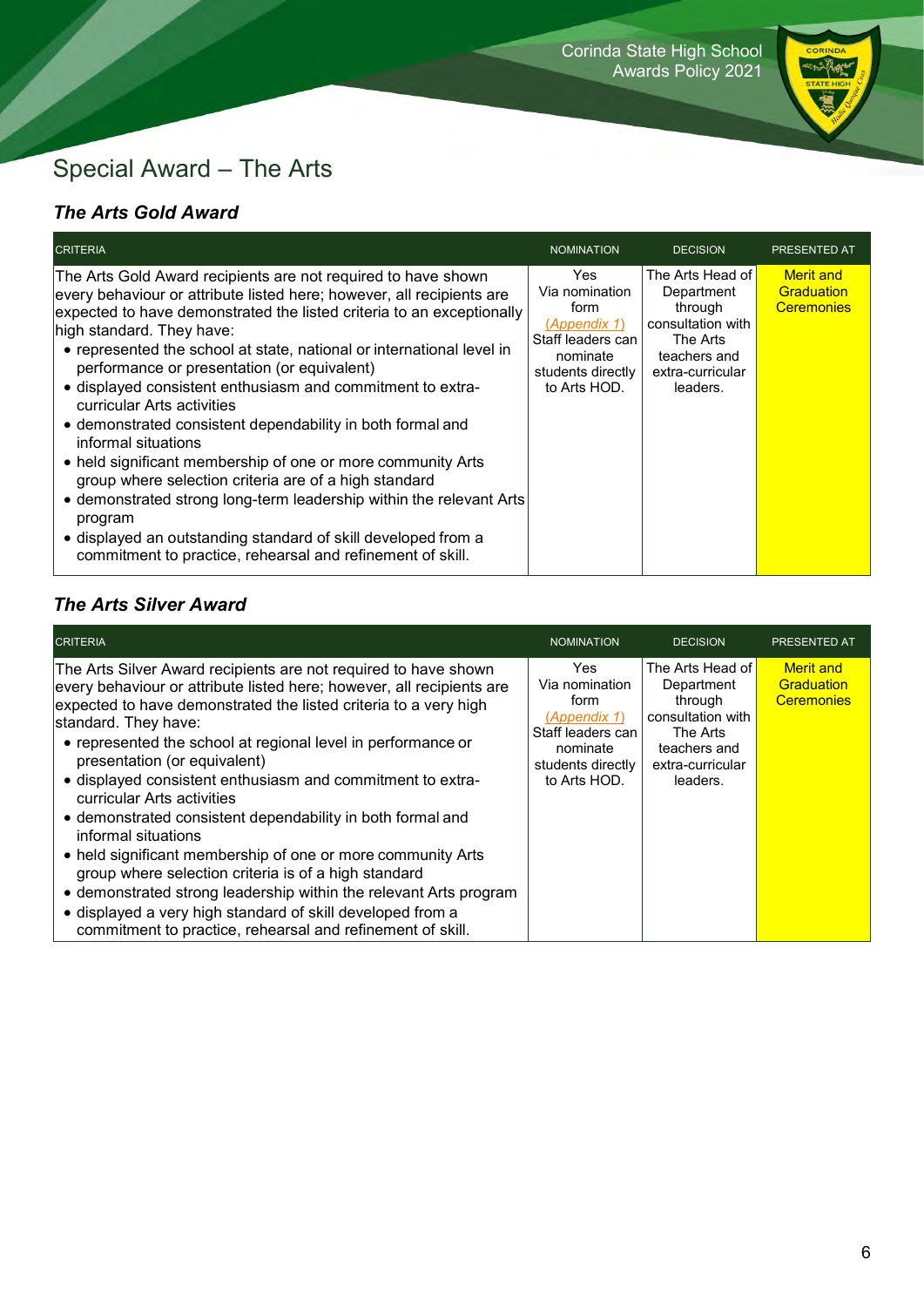## Special Award – The Arts

### *The Arts Gold Award*

| CRITERIA | NOMINATION | DECISION | PRESENTED AT |
|---|---|---|---|
| The Arts Gold Award recipients are not required to have shown every behaviour or attribute listed here; however, all recipients are expected to have demonstrated the listed criteria to an exceptionally high standard. They have:<br>• represented the school at state, national or international level in performance or presentation (or equivalent)<br>• displayed consistent enthusiasm and commitment to extra-curricular Arts activities<br>• demonstrated consistent dependability in both formal and informal situations<br>• held significant membership of one or more community Arts group where selection criteria are of a high standard<br>• demonstrated strong long-term leadership within the relevant Arts program<br>• displayed an outstanding standard of skill developed from a commitment to practice, rehearsal and refinement of skill. | Yes<br>Via nomination form *(Appendix 1)*<br>Staff leaders can nominate students directly to Arts HOD. | The Arts Head of Department through consultation with The Arts teachers and extra-curricular leaders. | Merit and Graduation Ceremonies |

### *The Arts Silver Award*

| CRITERIA | NOMINATION | DECISION | PRESENTED AT |
|---|---|---|---|
| The Arts Silver Award recipients are not required to have shown every behaviour or attribute listed here; however, all recipients are expected to have demonstrated the listed criteria to a very high standard. They have:<br>• represented the school at regional level in performance or presentation (or equivalent)<br>• displayed consistent enthusiasm and commitment to extra-curricular Arts activities<br>• demonstrated consistent dependability in both formal and informal situations<br>• held significant membership of one or more community Arts group where selection criteria is of a high standard<br>• demonstrated strong leadership within the relevant Arts program<br>• displayed a very high standard of skill developed from a commitment to practice, rehearsal and refinement of skill. | Yes<br>Via nomination form *(Appendix 1)*<br>Staff leaders can nominate students directly to Arts HOD. | The Arts Head of Department through consultation with The Arts teachers and extra-curricular leaders. | Merit and Graduation Ceremonies |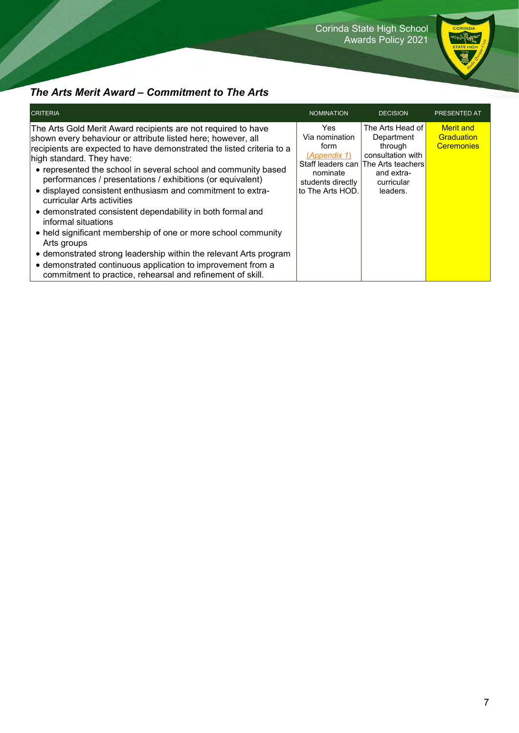### *The Arts Merit Award – Commitment to The Arts*

| CRITERIA | NOMINATION | DECISION | PRESENTED AT |
|---|---|---|---|
| The Arts Gold Merit Award recipients are not required to have shown every behaviour or attribute listed here; however, all recipients are expected to have demonstrated the listed criteria to a high standard. They have:<br>• represented the school in several school and community based performances / presentations / exhibitions (or equivalent)<br>• displayed consistent enthusiasm and commitment to extra-curricular Arts activities<br>• demonstrated consistent dependability in both formal and informal situations<br>• held significant membership of one or more school community Arts groups<br>• demonstrated strong leadership within the relevant Arts program<br>• demonstrated continuous application to improvement from a commitment to practice, rehearsal and refinement of skill. | Yes<br>Via nomination form<br>*(Appendix 1)*<br>Staff leaders can nominate students directly to The Arts HOD. | The Arts Head of Department through consultation with The Arts teachers and extra-curricular leaders. | Merit and Graduation Ceremonies |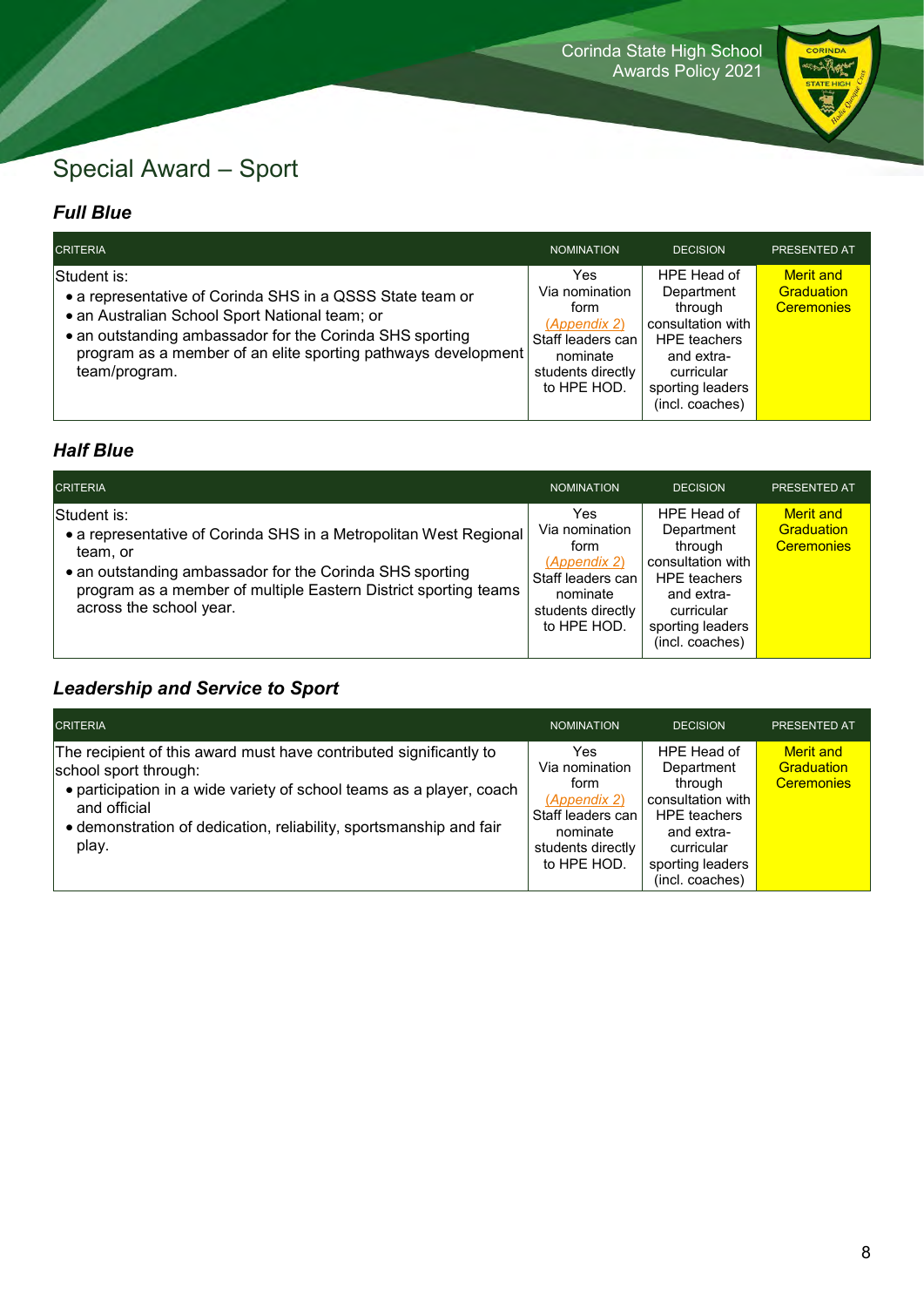## Special Award – Sport

### *Full Blue*

| CRITERIA | NOMINATION | DECISION | PRESENTED AT |
|---|---|---|---|
| Student is:<br>• a representative of Corinda SHS in a QSSS State team or<br>• an Australian School Sport National team; or<br>• an outstanding ambassador for the Corinda SHS sporting program as a member of an elite sporting pathways development team/program. | Yes<br>Via nomination form<br>*(Appendix 2)*<br>Staff leaders can nominate students directly to HPE HOD. | HPE Head of Department through consultation with HPE teachers and extra-curricular sporting leaders (incl. coaches) | Merit and Graduation Ceremonies |

### *Half Blue*

| CRITERIA | NOMINATION | DECISION | PRESENTED AT |
|---|---|---|---|
| Student is:<br>• a representative of Corinda SHS in a Metropolitan West Regional team, or<br>• an outstanding ambassador for the Corinda SHS sporting program as a member of multiple Eastern District sporting teams across the school year. | Yes<br>Via nomination form<br>*(Appendix 2)*<br>Staff leaders can nominate students directly to HPE HOD. | HPE Head of Department through consultation with HPE teachers and extra-curricular sporting leaders (incl. coaches) | Merit and Graduation Ceremonies |

### *Leadership and Service to Sport*

| CRITERIA | NOMINATION | DECISION | PRESENTED AT |
|---|---|---|---|
| The recipient of this award must have contributed significantly to school sport through:<br>• participation in a wide variety of school teams as a player, coach and official<br>• demonstration of dedication, reliability, sportsmanship and fair play. | Yes<br>Via nomination form<br>*(Appendix 2)*<br>Staff leaders can nominate students directly to HPE HOD. | HPE Head of Department through consultation with HPE teachers and extra-curricular sporting leaders (incl. coaches) | Merit and Graduation Ceremonies |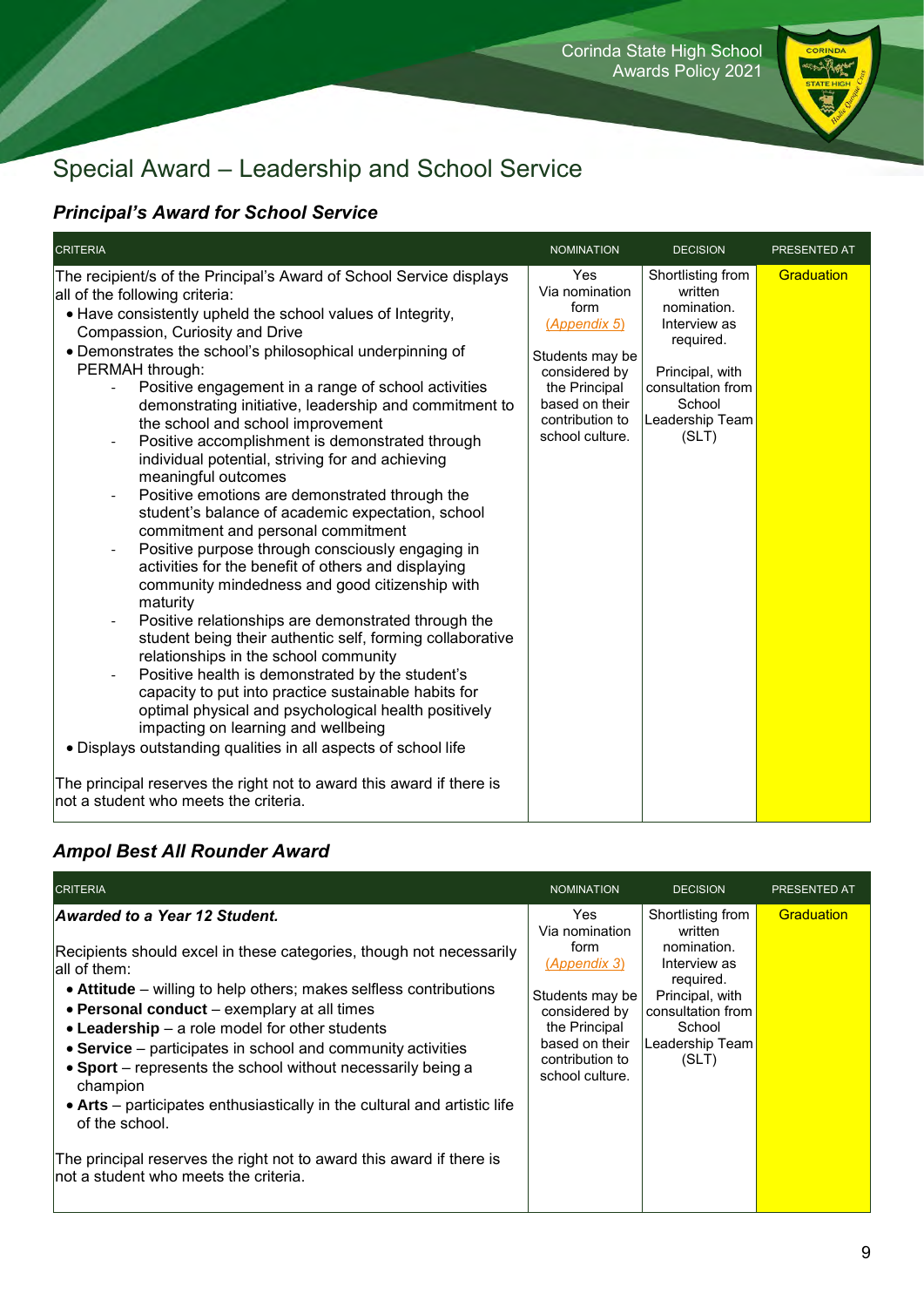## Special Award – Leadership and School Service

### *Principal's Award for School Service*

| CRITERIA | NOMINATION | DECISION | PRESENTED AT |
|---|---|---|---|
| The recipient/s of the Principal's Award of School Service displays all of the following criteria:<br>• Have consistently upheld the school values of Integrity, Compassion, Curiosity and Drive<br>• Demonstrates the school's philosophical underpinning of PERMAH through:<br>- Positive engagement in a range of school activities demonstrating initiative, leadership and commitment to the school and school improvement<br>- Positive accomplishment is demonstrated through individual potential, striving for and achieving meaningful outcomes<br>- Positive emotions are demonstrated through the student's balance of academic expectation, school commitment and personal commitment<br>- Positive purpose through consciously engaging in activities for the benefit of others and displaying community mindedness and good citizenship with maturity<br>- Positive relationships are demonstrated through the student being their authentic self, forming collaborative relationships in the school community<br>- Positive health is demonstrated by the student's capacity to put into practice sustainable habits for optimal physical and psychological health positively impacting on learning and wellbeing<br>• Displays outstanding qualities in all aspects of school life<br><br>The principal reserves the right not to award this award if there is not a student who meets the criteria. | Yes<br>Via nomination form<br>(Appendix 5)<br><br>Students may be considered by the Principal based on their contribution to school culture. | Shortlisting from written nomination. Interview as required.<br><br>Principal, with consultation from School Leadership Team (SLT) | Graduation |

### *Ampol Best All Rounder Award*

| CRITERIA | NOMINATION | DECISION | PRESENTED AT |
|---|---|---|---|
| ***Awarded to a Year 12 Student.***<br><br>Recipients should excel in these categories, though not necessarily all of them:<br>• **Attitude** – willing to help others; makes selfless contributions<br>• **Personal conduct** – exemplary at all times<br>• **Leadership** – a role model for other students<br>• **Service** – participates in school and community activities<br>• **Sport** – represents the school without necessarily being a champion<br>• **Arts** – participates enthusiastically in the cultural and artistic life of the school.<br><br>The principal reserves the right not to award this award if there is not a student who meets the criteria. | Yes<br>Via nomination form<br>(Appendix 3)<br><br>Students may be considered by the Principal based on their contribution to school culture. | Shortlisting from written nomination. Interview as required.<br>Principal, with consultation from School Leadership Team (SLT) | Graduation |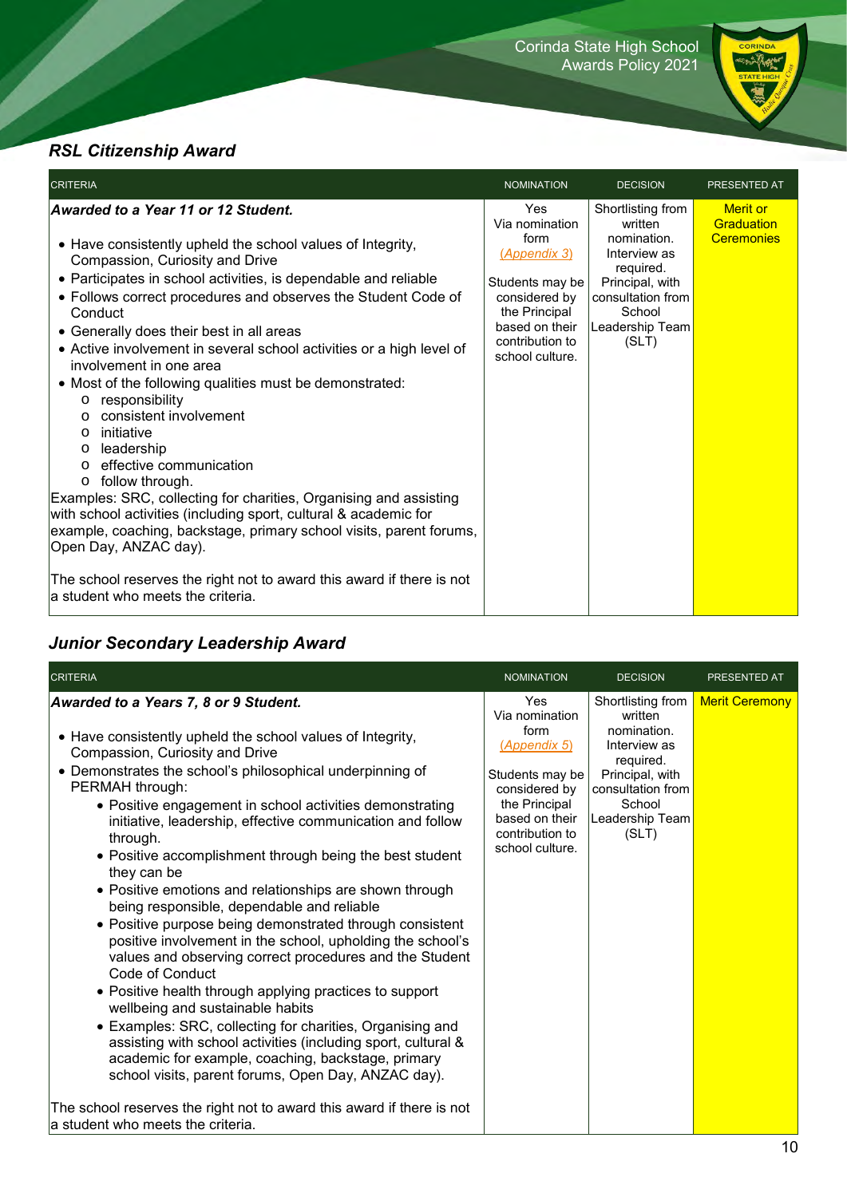## *RSL Citizenship Award*

| CRITERIA | NOMINATION | DECISION | PRESENTED AT |
|---|---|---|---|
| ***Awarded to a Year 11 or 12 Student.*** <br><br> • Have consistently upheld the school values of Integrity, Compassion, Curiosity and Drive <br> • Participates in school activities, is dependable and reliable <br> • Follows correct procedures and observes the Student Code of Conduct <br> • Generally does their best in all areas <br> • Active involvement in several school activities or a high level of involvement in one area <br> • Most of the following qualities must be demonstrated: <br> o responsibility <br> o consistent involvement <br> o initiative <br> o leadership <br> o effective communication <br> o follow through. <br> Examples: SRC, collecting for charities, Organising and assisting with school activities (including sport, cultural & academic for example, coaching, backstage, primary school visits, parent forums, Open Day, ANZAC day). <br><br> The school reserves the right not to award this award if there is not a student who meets the criteria. | Yes Via nomination form *(Appendix 3)* <br><br> Students may be considered by the Principal based on their contribution to school culture. | Shortlisting from written nomination. Interview as required. Principal, with consultation from School Leadership Team (SLT) | Merit or Graduation Ceremonies |

## *Junior Secondary Leadership Award*

| CRITERIA | NOMINATION | DECISION | PRESENTED AT |
|---|---|---|---|
| ***Awarded to a Years 7, 8 or 9 Student.*** <br><br> • Have consistently upheld the school values of Integrity, Compassion, Curiosity and Drive <br> • Demonstrates the school's philosophical underpinning of PERMAH through: <br> • Positive engagement in school activities demonstrating initiative, leadership, effective communication and follow through. <br> • Positive accomplishment through being the best student they can be <br> • Positive emotions and relationships are shown through being responsible, dependable and reliable <br> • Positive purpose being demonstrated through consistent positive involvement in the school, upholding the school's values and observing correct procedures and the Student Code of Conduct <br> • Positive health through applying practices to support wellbeing and sustainable habits <br> • Examples: SRC, collecting for charities, Organising and assisting with school activities (including sport, cultural & academic for example, coaching, backstage, primary school visits, parent forums, Open Day, ANZAC day). <br><br> The school reserves the right not to award this award if there is not a student who meets the criteria. | Yes Via nomination form *(Appendix 5)* <br><br> Students may be considered by the Principal based on their contribution to school culture. | Shortlisting from written nomination. Interview as required. Principal, with consultation from School Leadership Team (SLT) | Merit Ceremony |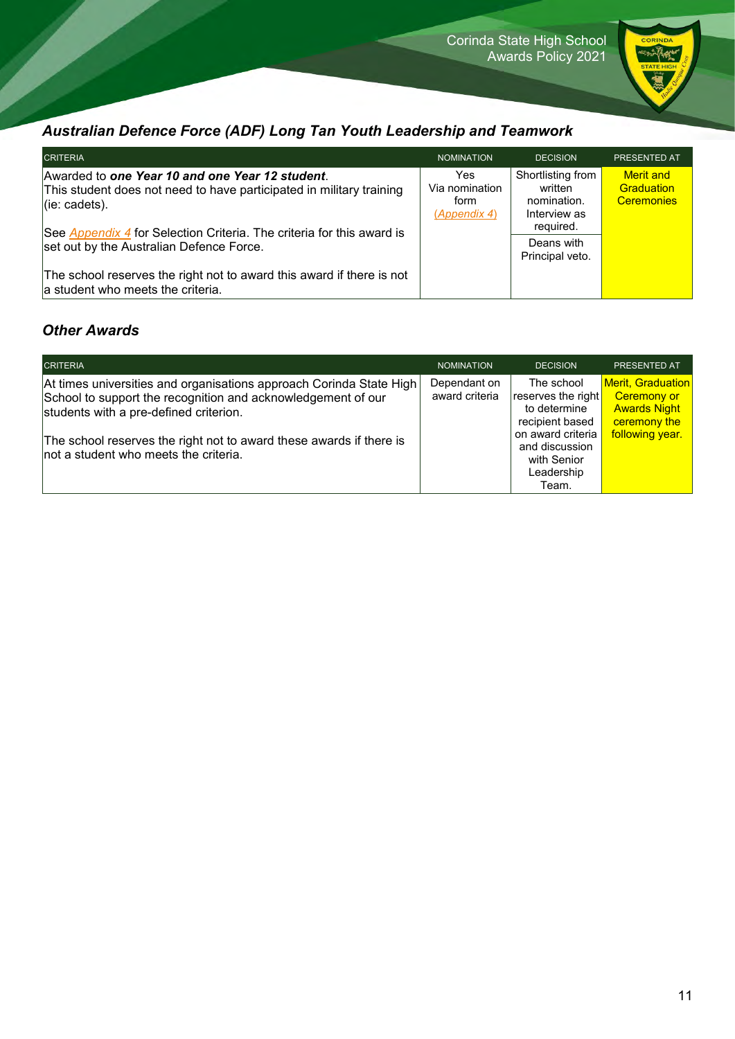## *Australian Defence Force (ADF) Long Tan Youth Leadership and Teamwork*

| CRITERIA | NOMINATION | DECISION | PRESENTED AT |
|---|---|---|---|
| Awarded to ***one Year 10 and one Year 12 student***.<br>This student does not need to have participated in military training (ie: cadets).<br><br>See *Appendix 4* for Selection Criteria. The criteria for this award is set out by the Australian Defence Force.<br><br>The school reserves the right not to award this award if there is not a student who meets the criteria. | Yes<br>Via nomination form<br>*(Appendix 4)* | Shortlisting from written nomination. Interview as required.<br><br>Deans with Principal veto. | Merit and Graduation Ceremonies |

## *Other Awards*

| CRITERIA | NOMINATION | DECISION | PRESENTED AT |
|---|---|---|---|
| At times universities and organisations approach Corinda State High School to support the recognition and acknowledgement of our students with a pre-defined criterion.<br><br>The school reserves the right not to award these awards if there is not a student who meets the criteria. | Dependant on award criteria | The school reserves the right to determine recipient based on award criteria and discussion with Senior Leadership Team. | Merit, Graduation Ceremony or Awards Night ceremony the following year. |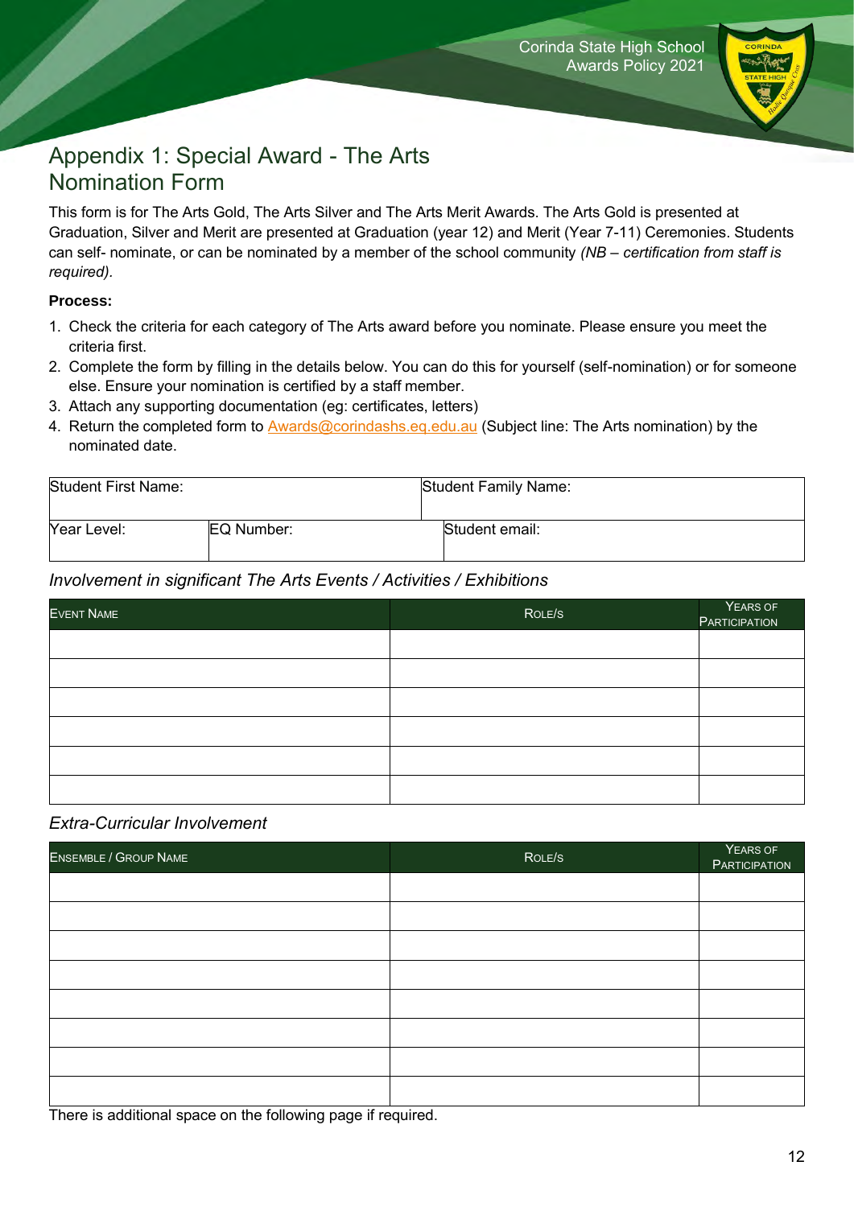# Appendix 1: Special Award - The Arts Nomination Form

This form is for The Arts Gold, The Arts Silver and The Arts Merit Awards. The Arts Gold is presented at Graduation, Silver and Merit are presented at Graduation (year 12) and Merit (Year 7-11) Ceremonies. Students can self- nominate, or can be nominated by a member of the school community *(NB – certification from staff is required).*

**Process:**

1. Check the criteria for each category of The Arts award before you nominate. Please ensure you meet the criteria first.
2. Complete the form by filling in the details below. You can do this for yourself (self-nomination) or for someone else. Ensure your nomination is certified by a staff member.
3. Attach any supporting documentation (eg: certificates, letters)
4. Return the completed form to Awards@corindashs.eq.edu.au (Subject line: The Arts nomination) by the nominated date.

| Student First Name: | | Student Family Name: |
|---|---|---|
| Year Level: | EQ Number: | Student email: |

*Involvement in significant The Arts Events / Activities / Exhibitions*

| Event Name | Role/s | Years of Participation |
|---|---|---|
| | | |
| | | |
| | | |
| | | |
| | | |
| | | |

*Extra-Curricular Involvement*

| Ensemble / Group Name | Role/s | Years of Participation |
|---|---|---|
| | | |
| | | |
| | | |
| | | |
| | | |
| | | |
| | | |
| | | |

There is additional space on the following page if required.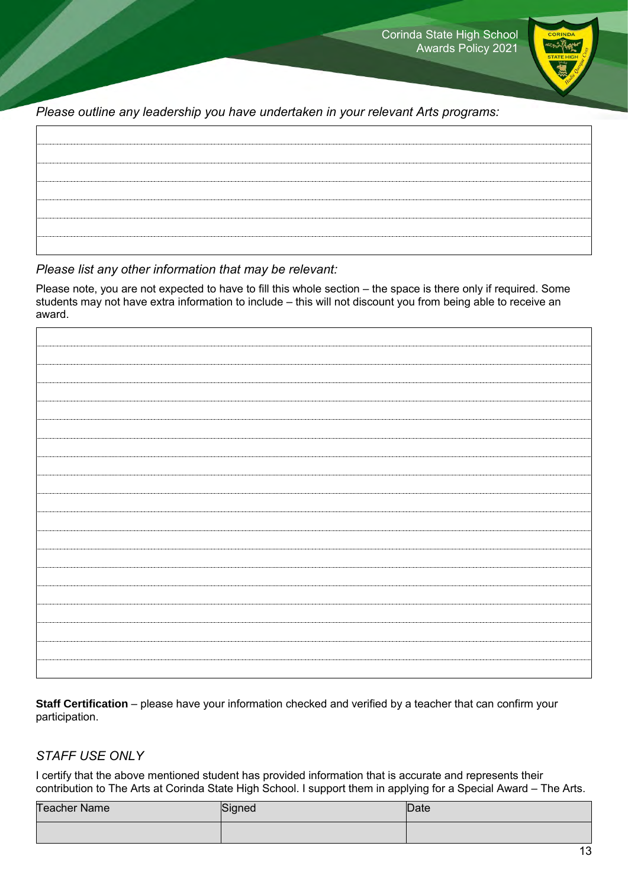*Please outline any leadership you have undertaken in your relevant Arts programs:*

*Please list any other information that may be relevant:*

Please note, you are not expected to have to fill this whole section – the space is there only if required. Some students may not have extra information to include – this will not discount you from being able to receive an award.

**Staff Certification** – please have your information checked and verified by a teacher that can confirm your participation.

*STAFF USE ONLY*

I certify that the above mentioned student has provided information that is accurate and represents their contribution to The Arts at Corinda State High School. I support them in applying for a Special Award – The Arts.

| Teacher Name | Signed | Date |
|---|---|---|
| | | |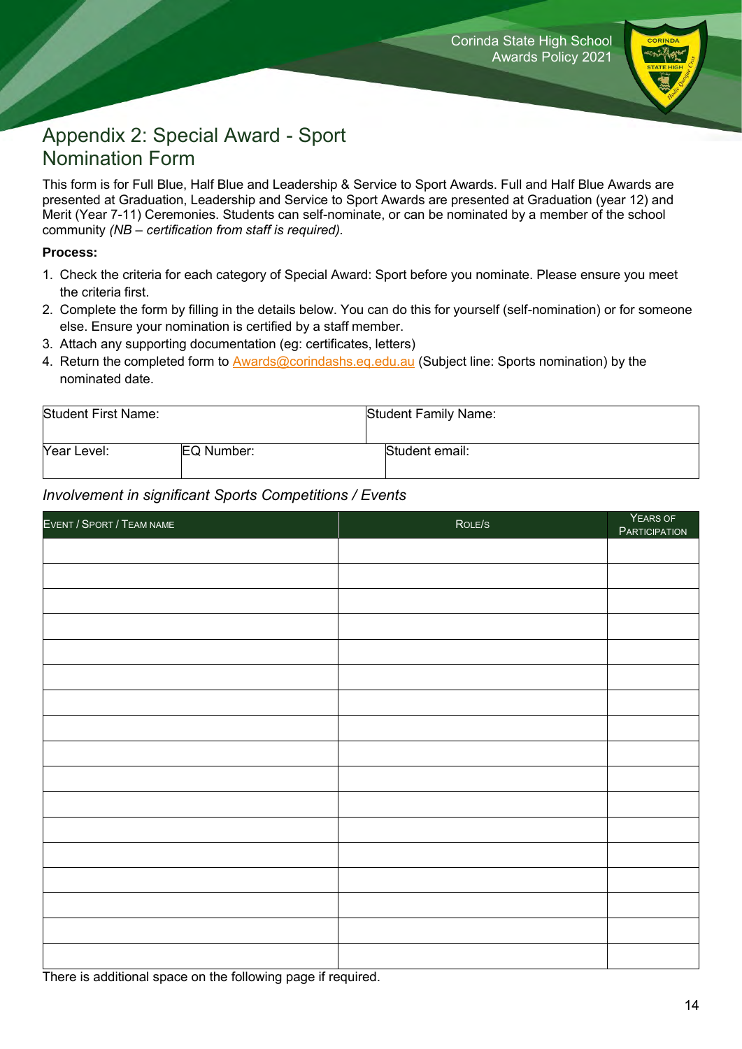# Appendix 2: Special Award - Sport Nomination Form

This form is for Full Blue, Half Blue and Leadership & Service to Sport Awards. Full and Half Blue Awards are presented at Graduation, Leadership and Service to Sport Awards are presented at Graduation (year 12) and Merit (Year 7-11) Ceremonies. Students can self-nominate, or can be nominated by a member of the school community *(NB – certification from staff is required).*

**Process:**

1. Check the criteria for each category of Special Award: Sport before you nominate. Please ensure you meet the criteria first.
2. Complete the form by filling in the details below. You can do this for yourself (self-nomination) or for someone else. Ensure your nomination is certified by a staff member.
3. Attach any supporting documentation (eg: certificates, letters)
4. Return the completed form to Awards@corindashs.eq.edu.au (Subject line: Sports nomination) by the nominated date.

| Student First Name: | | Student Family Name: |
|---|---|---|
| Year Level: | EQ Number: | Student email: |

*Involvement in significant Sports Competitions / Events*

| Event / Sport / Team name | Role/s | Years of Participation |
|---|---|---|
| | | |
| | | |
| | | |
| | | |
| | | |
| | | |
| | | |
| | | |
| | | |
| | | |
| | | |
| | | |
| | | |
| | | |
| | | |
| | | |
| | | |

There is additional space on the following page if required.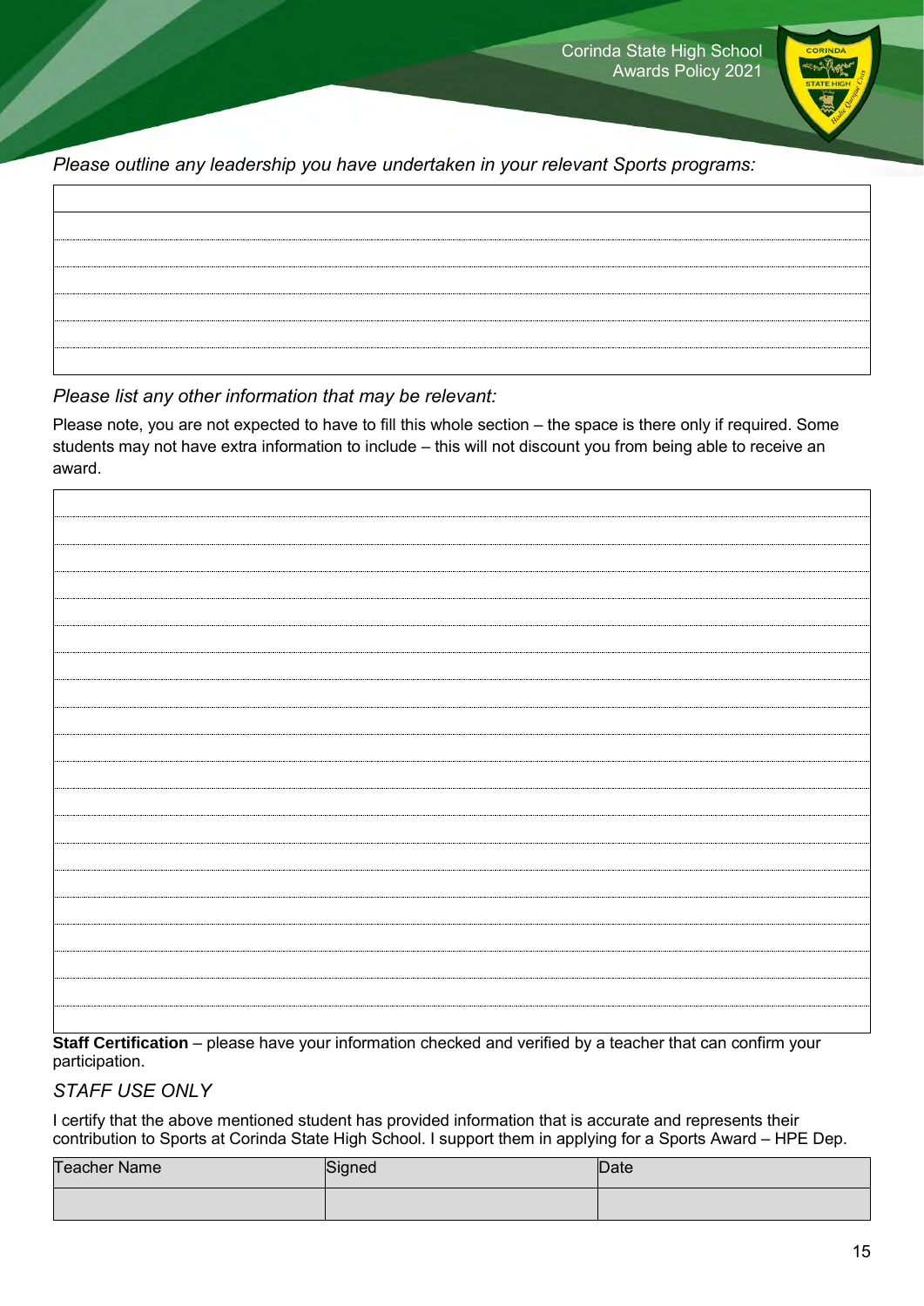*Please outline any leadership you have undertaken in your relevant Sports programs:*

| |
|---|
| |
| |
| |
| |
| |
| |

*Please list any other information that may be relevant:*

Please note, you are not expected to have to fill this whole section – the space is there only if required. Some students may not have extra information to include – this will not discount you from being able to receive an award.

| |
|---|
| |
| |
| |
| |
| |
| |
| |
| |
| |
| |
| |
| |
| |
| |
| |
| |
| |
| |
| |

**Staff Certification** – please have your information checked and verified by a teacher that can confirm your participation.

*STAFF USE ONLY*

I certify that the above mentioned student has provided information that is accurate and represents their contribution to Sports at Corinda State High School. I support them in applying for a Sports Award – HPE Dep.

| Teacher Name | Signed | Date |
|---|---|---|
| | | |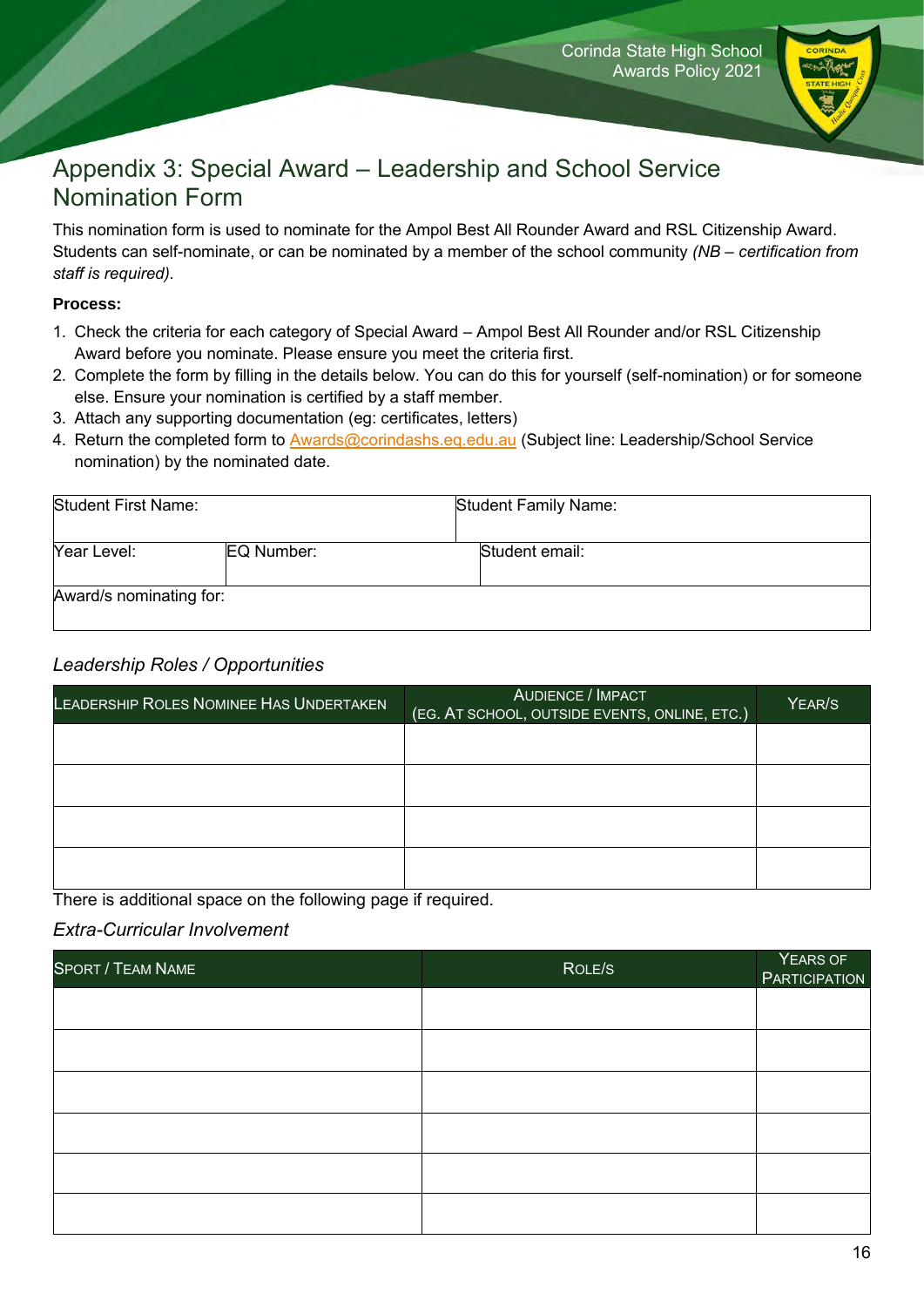# Appendix 3: Special Award – Leadership and School Service Nomination Form

This nomination form is used to nominate for the Ampol Best All Rounder Award and RSL Citizenship Award. Students can self-nominate, or can be nominated by a member of the school community *(NB – certification from staff is required)*.

**Process:**

1. Check the criteria for each category of Special Award – Ampol Best All Rounder and/or RSL Citizenship Award before you nominate. Please ensure you meet the criteria first.
2. Complete the form by filling in the details below. You can do this for yourself (self-nomination) or for someone else. Ensure your nomination is certified by a staff member.
3. Attach any supporting documentation (eg: certificates, letters)
4. Return the completed form to Awards@corindashs.eq.edu.au (Subject line: Leadership/School Service nomination) by the nominated date.

| Student First Name: | | Student Family Name: |
|---|---|---|
| Year Level: | EQ Number: | Student email: |
| Award/s nominating for: | | |

## *Leadership Roles / Opportunities*

| Leadership Roles Nominee Has Undertaken | Audience / Impact (eg. At school, outside events, online, etc.) | Year/s |
|---|---|---|
| | | |
| | | |
| | | |
| | | |

There is additional space on the following page if required.

## *Extra-Curricular Involvement*

| Sport / Team Name | Role/s | Years of Participation |
|---|---|---|
| | | |
| | | |
| | | |
| | | |
| | | |
| | | |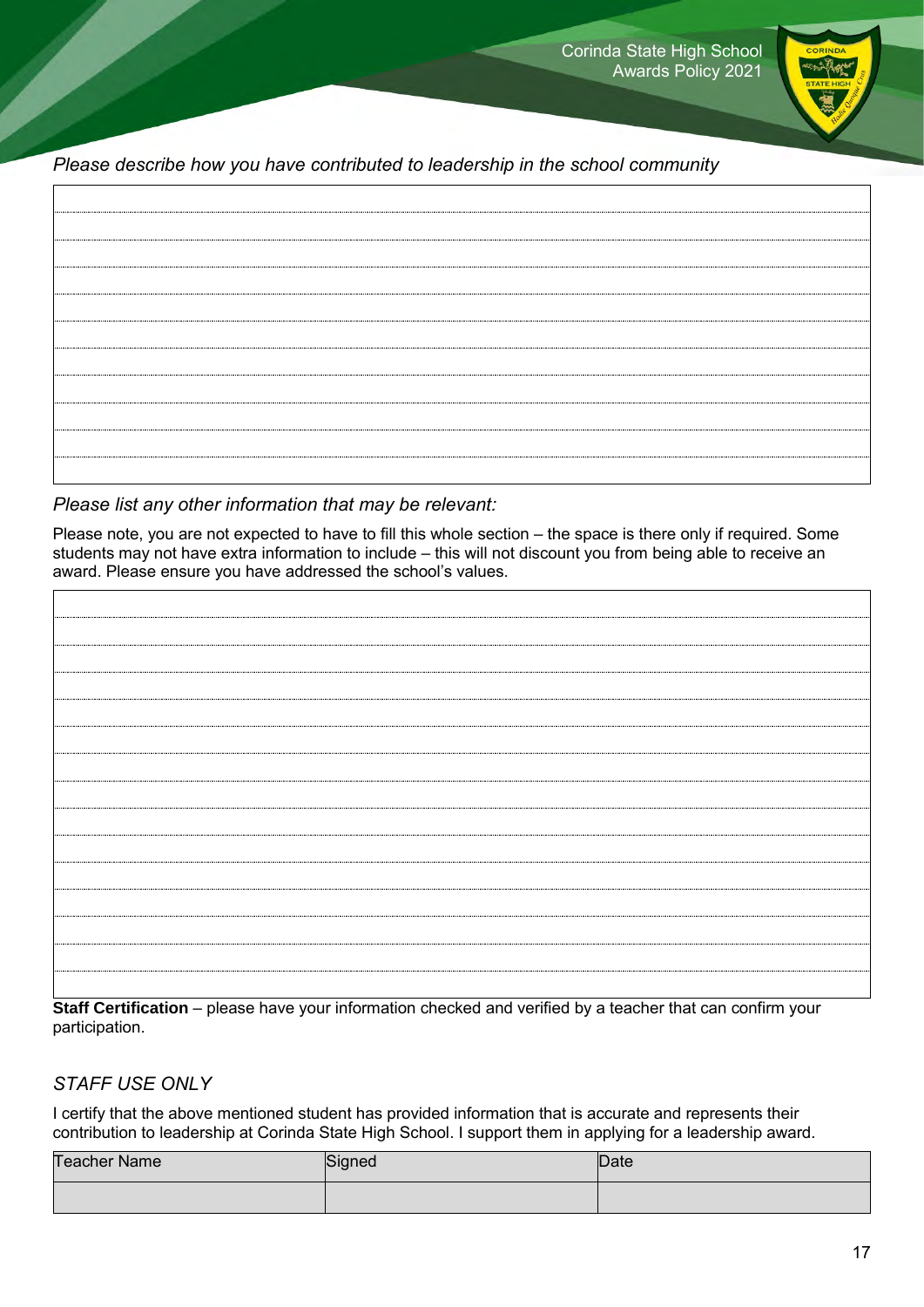*Please describe how you have contributed to leadership in the school community*

*Please list any other information that may be relevant:*

Please note, you are not expected to have to fill this whole section – the space is there only if required. Some students may not have extra information to include – this will not discount you from being able to receive an award. Please ensure you have addressed the school's values.

**Staff Certification** – please have your information checked and verified by a teacher that can confirm your participation.

## *STAFF USE ONLY*

I certify that the above mentioned student has provided information that is accurate and represents their contribution to leadership at Corinda State High School. I support them in applying for a leadership award.

| Teacher Name | Signed | Date |
|---|---|---|
| | | |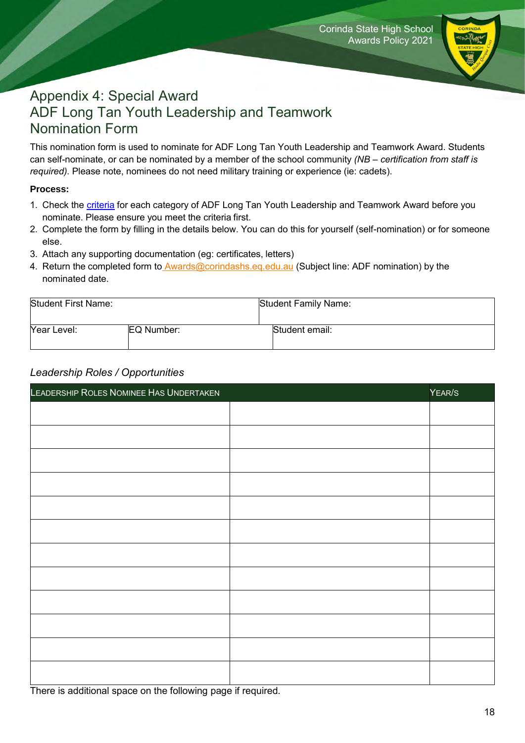# Appendix 4: Special Award
# ADF Long Tan Youth Leadership and Teamwork Nomination Form

This nomination form is used to nominate for ADF Long Tan Youth Leadership and Teamwork Award. Students can self-nominate, or can be nominated by a member of the school community *(NB – certification from staff is required).* Please note, nominees do not need military training or experience (ie: cadets).

**Process:**

1. Check the [criteria] for each category of ADF Long Tan Youth Leadership and Teamwork Award before you nominate. Please ensure you meet the criteria first.
2. Complete the form by filling in the details below. You can do this for yourself (self-nomination) or for someone else.
3. Attach any supporting documentation (eg: certificates, letters)
4. Return the completed form to Awards@corindashs.eq.edu.au (Subject line: ADF nomination) by the nominated date.

| Student First Name: | | Student Family Name: |
|---|---|---|
| Year Level: | EQ Number: | Student email: |

*Leadership Roles / Opportunities*

| Leadership Roles Nominee Has Undertaken | | Year/s |
|---|---|---|
| | | |
| | | |
| | | |
| | | |
| | | |
| | | |
| | | |
| | | |
| | | |
| | | |
| | | |
| | | |

There is additional space on the following page if required.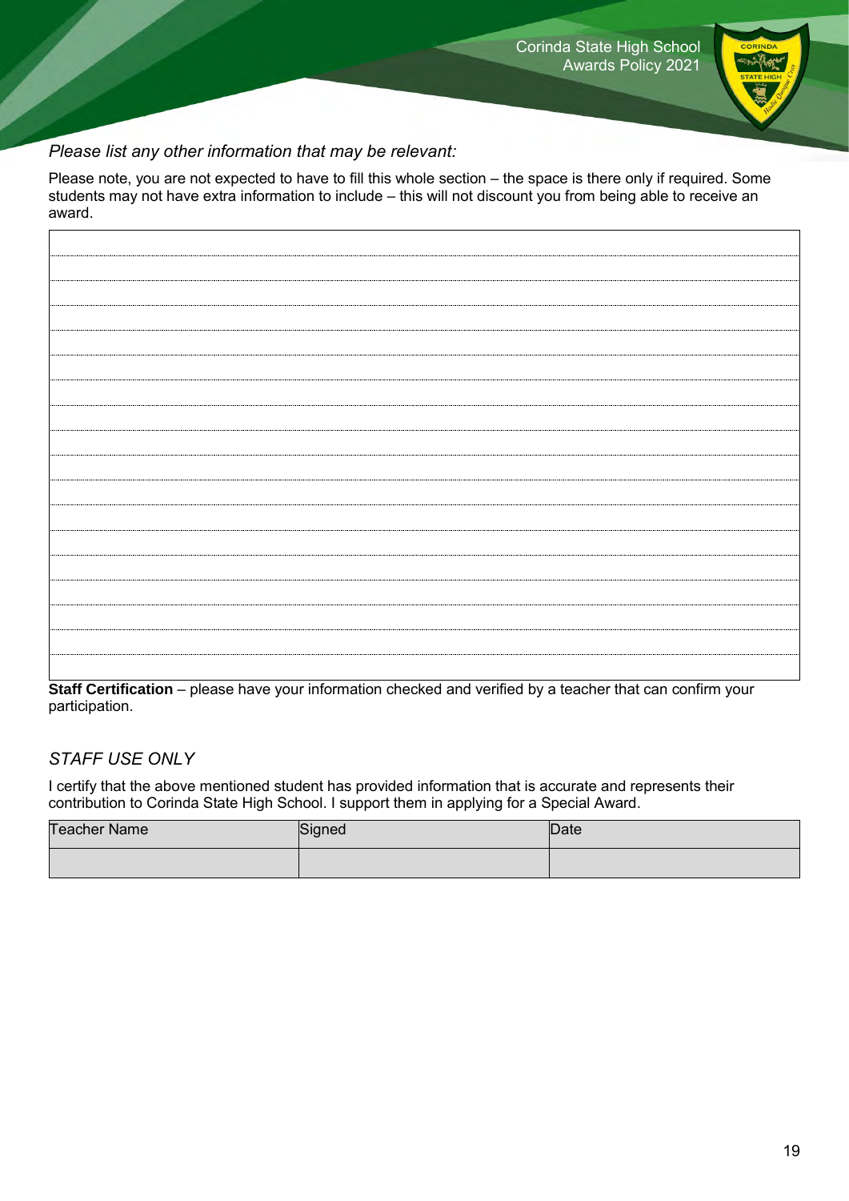*Please list any other information that may be relevant:*

Please note, you are not expected to have to fill this whole section – the space is there only if required. Some students may not have extra information to include – this will not discount you from being able to receive an award.

| |
|---|
| |
| |
| |
| |
| |
| |
| |
| |
| |
| |
| |
| |
| |
| |
| |
| |
| |

**Staff Certification** – please have your information checked and verified by a teacher that can confirm your participation.

*STAFF USE ONLY*

I certify that the above mentioned student has provided information that is accurate and represents their contribution to Corinda State High School. I support them in applying for a Special Award.

| Teacher Name | Signed | Date |
|---|---|---|
| | | |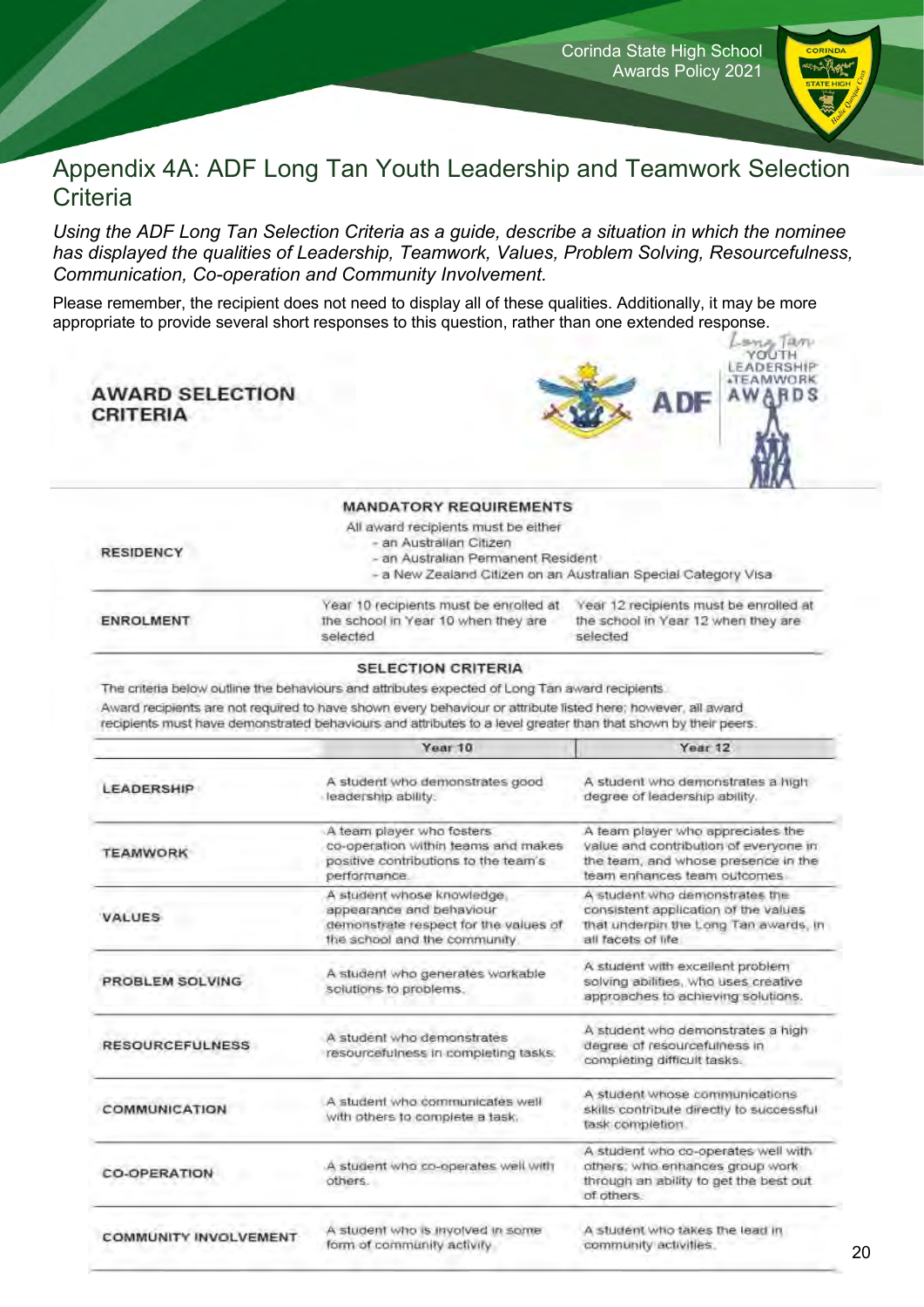# Appendix 4A: ADF Long Tan Youth Leadership and Teamwork Selection Criteria

*Using the ADF Long Tan Selection Criteria as a guide, describe a situation in which the nominee has displayed the qualities of Leadership, Teamwork, Values, Problem Solving, Resourcefulness, Communication, Co-operation and Community Involvement.*

Please remember, the recipient does not need to display all of these qualities. Additionally, it may be more appropriate to provide several short responses to this question, rather than one extended response.

## AWARD SELECTION CRITERIA

ADF Long Tan Youth Leadership & Teamwork Awards

### MANDATORY REQUIREMENTS

| | | |
|---|---|---|
| **RESIDENCY** | All award recipients must be either<br>- an Australian Citizen<br>- an Australian Permanent Resident<br>- a New Zealand Citizen on an Australian Special Category Visa | |
| **ENROLMENT** | Year 10 recipients must be enrolled at the school in Year 10 when they are selected | Year 12 recipients must be enrolled at the school in Year 12 when they are selected |

### SELECTION CRITERIA

The criteria below outline the behaviours and attributes expected of Long Tan award recipients.

Award recipients are not required to have shown every behaviour or attribute listed here; however, all award recipients must have demonstrated behaviours and attributes to a level greater than that shown by their peers.

| | Year 10 | Year 12 |
|---|---|---|
| **LEADERSHIP** | A student who demonstrates good leadership ability. | A student who demonstrates a high degree of leadership ability. |
| **TEAMWORK** | A team player who fosters co-operation within teams and makes positive contributions to the team's performance. | A team player who appreciates the value and contribution of everyone in the team, and whose presence in the team enhances team outcomes. |
| **VALUES** | A student whose knowledge, appearance and behaviour demonstrate respect for the values of the school and the community. | A student who demonstrates the consistent application of the values that underpin the Long Tan awards, in all facets of life. |
| **PROBLEM SOLVING** | A student who generates workable solutions to problems. | A student with excellent problem solving abilities, who uses creative approaches to achieving solutions. |
| **RESOURCEFULNESS** | A student who demonstrates resourcefulness in completing tasks. | A student who demonstrates a high degree of resourcefulness in completing difficult tasks. |
| **COMMUNICATION** | A student who communicates well with others to complete a task. | A student whose communications skills contribute directly to successful task completion. |
| **CO-OPERATION** | A student who co-operates well with others. | A student who co-operates well with others; who enhances group work through an ability to get the best out of others. |
| **COMMUNITY INVOLVEMENT** | A student who is involved in some form of community activity. | A student who takes the lead in community activities. |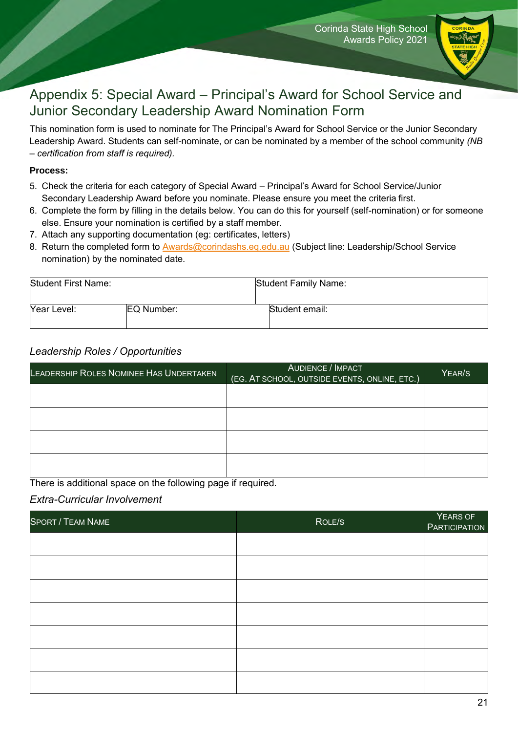## Appendix 5: Special Award – Principal's Award for School Service and Junior Secondary Leadership Award Nomination Form

This nomination form is used to nominate for The Principal's Award for School Service or the Junior Secondary Leadership Award. Students can self-nominate, or can be nominated by a member of the school community *(NB – certification from staff is required).*

**Process:**

5. Check the criteria for each category of Special Award – Principal's Award for School Service/Junior Secondary Leadership Award before you nominate. Please ensure you meet the criteria first.
6. Complete the form by filling in the details below. You can do this for yourself (self-nomination) or for someone else. Ensure your nomination is certified by a staff member.
7. Attach any supporting documentation (eg: certificates, letters)
8. Return the completed form to Awards@corindashs.eq.edu.au (Subject line: Leadership/School Service nomination) by the nominated date.

| Student First Name: | | Student Family Name: |
|---|---|---|
| Year Level: | EQ Number: | Student email: |

*Leadership Roles / Opportunities*

| Leadership Roles Nominee Has Undertaken | Audience / Impact (eg. at school, outside events, online, etc.) | Year/s |
|---|---|---|
| | | |
| | | |
| | | |
| | | |

There is additional space on the following page if required.

*Extra-Curricular Involvement*

| Sport / Team Name | Role/s | Years of Participation |
|---|---|---|
| | | |
| | | |
| | | |
| | | |
| | | |
| | | |
| | | |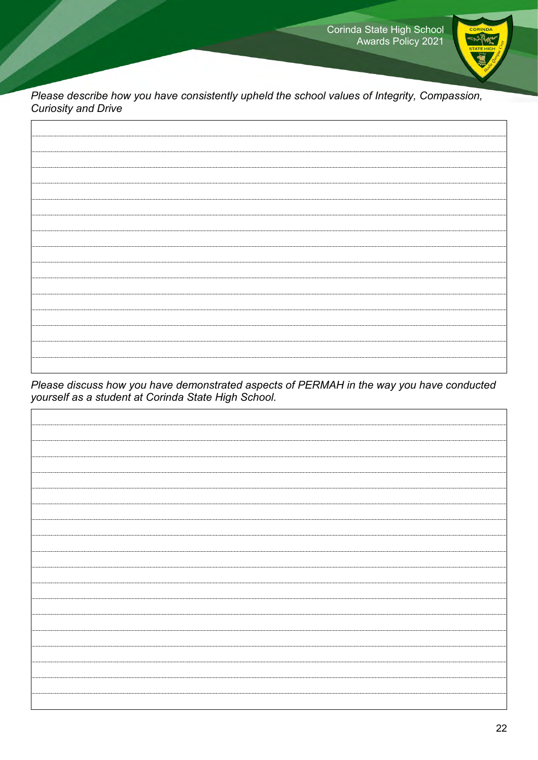*Please describe how you have consistently upheld the school values of Integrity, Compassion, Curiosity and Drive*

*Please discuss how you have demonstrated aspects of PERMAH in the way you have conducted yourself as a student at Corinda State High School.*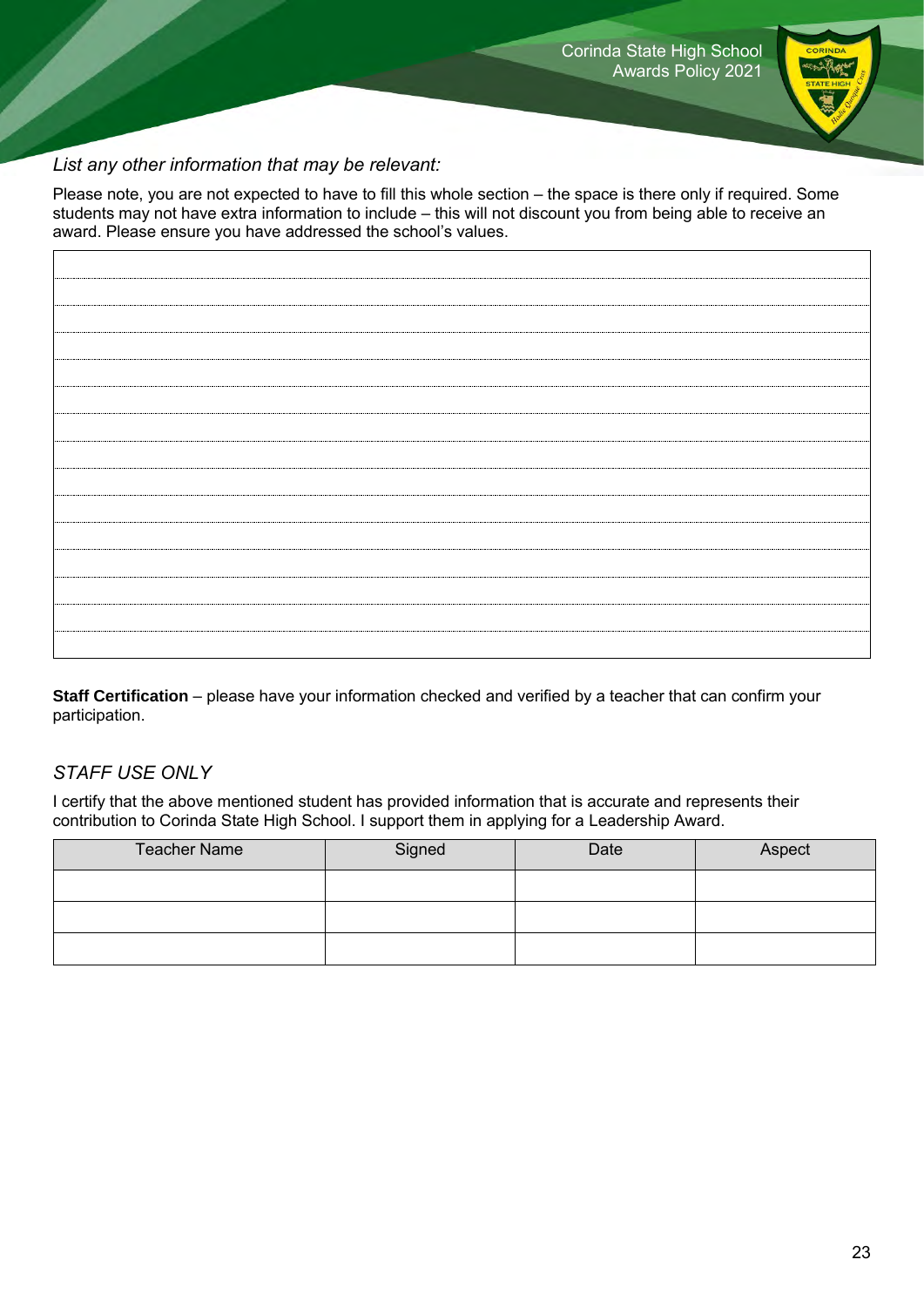*List any other information that may be relevant:*

Please note, you are not expected to have to fill this whole section – the space is there only if required. Some students may not have extra information to include – this will not discount you from being able to receive an award. Please ensure you have addressed the school's values.

| |
|---|
| |
| |
| |
| |
| |
| |
| |
| |
| |
| |
| |
| |
| |
| |
| |

**Staff Certification** – please have your information checked and verified by a teacher that can confirm your participation.

*STAFF USE ONLY*

I certify that the above mentioned student has provided information that is accurate and represents their contribution to Corinda State High School. I support them in applying for a Leadership Award.

| Teacher Name | Signed | Date | Aspect |
|---|---|---|---|
| | | | |
| | | | |
| | | | |